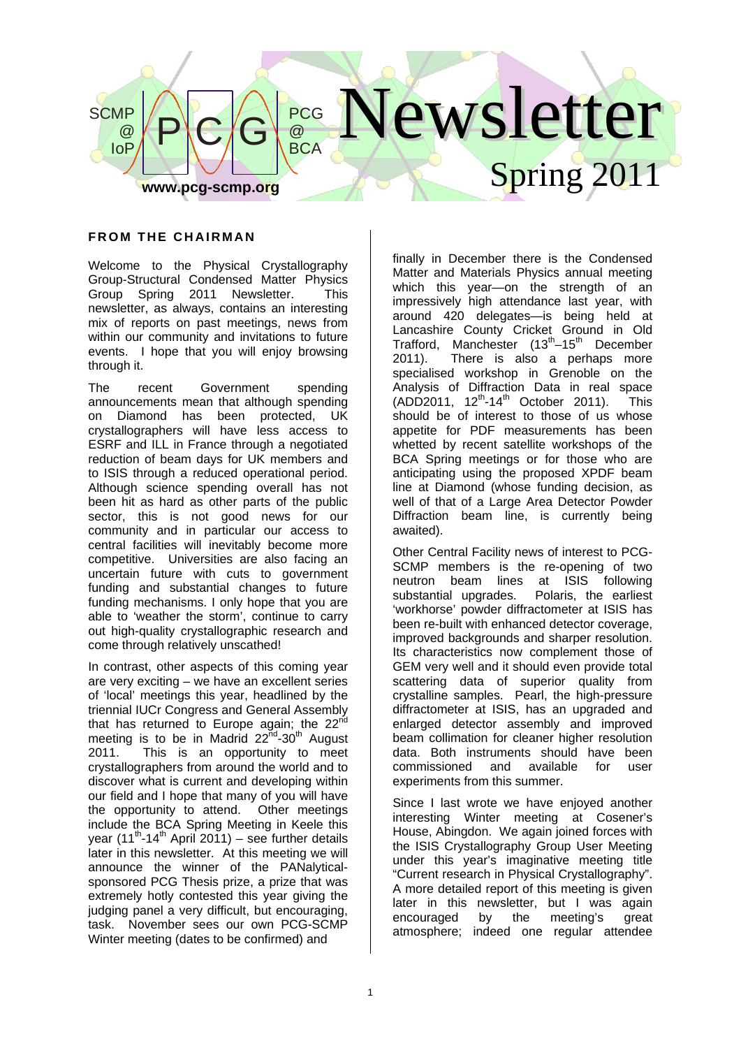# Newsletter

## Spring 2011

SCMP @ IoP — PCG — PCG @ BCA

www.pcg-scmp.org

### FROM THE CHAIRMAN

Welcome to the Physical Crystallography Group-Structural Condensed Matter Physics Group Spring 2011 Newsletter. This newsletter, as always, contains an interesting mix of reports on past meetings, news from within our community and invitations to future events. I hope that you will enjoy browsing through it.

The recent Government spending announcements mean that although spending on Diamond has been protected, UK crystallographers will have less access to ESRF and ILL in France through a negotiated reduction of beam days for UK members and to ISIS through a reduced operational period. Although science spending overall has not been hit as hard as other parts of the public sector, this is not good news for our community and in particular our access to central facilities will inevitably become more competitive. Universities are also facing an uncertain future with cuts to government funding and substantial changes to future funding mechanisms. I only hope that you are able to 'weather the storm', continue to carry out high-quality crystallographic research and come through relatively unscathed!

In contrast, other aspects of this coming year are very exciting – we have an excellent series of 'local' meetings this year, headlined by the triennial IUCr Congress and General Assembly that has returned to Europe again; the 22nd meeting is to be in Madrid 22nd-30th August 2011. This is an opportunity to meet crystallographers from around the world and to discover what is current and developing within our field and I hope that many of you will have the opportunity to attend. Other meetings include the BCA Spring Meeting in Keele this year (11th-14th April 2011) – see further details later in this newsletter. At this meeting we will announce the winner of the PANalytical-sponsored PCG Thesis prize, a prize that was extremely hotly contested this year giving the judging panel a very difficult, but encouraging, task. November sees our own PCG-SCMP Winter meeting (dates to be confirmed) and finally in December there is the Condensed Matter and Materials Physics annual meeting which this year—on the strength of an impressively high attendance last year, with around 420 delegates—is being held at Lancashire County Cricket Ground in Old Trafford, Manchester (13th–15th December 2011). There is also a perhaps more specialised workshop in Grenoble on the Analysis of Diffraction Data in real space (ADD2011, 12th-14th October 2011). This should be of interest to those of us whose appetite for PDF measurements has been whetted by recent satellite workshops of the BCA Spring meetings or for those who are anticipating using the proposed XPDF beam line at Diamond (whose funding decision, as well of that of a Large Area Detector Powder Diffraction beam line, is currently being awaited).

Other Central Facility news of interest to PCG-SCMP members is the re-opening of two neutron beam lines at ISIS following substantial upgrades. Polaris, the earliest 'workhorse' powder diffractometer at ISIS has been re-built with enhanced detector coverage, improved backgrounds and sharper resolution. Its characteristics now complement those of GEM very well and it should even provide total scattering data of superior quality from crystalline samples. Pearl, the high-pressure diffractometer at ISIS, has an upgraded and enlarged detector assembly and improved beam collimation for cleaner higher resolution data. Both instruments should have been commissioned and available for user experiments from this summer.

Since I last wrote we have enjoyed another interesting Winter meeting at Cosener's House, Abingdon. We again joined forces with the ISIS Crystallography Group User Meeting under this year's imaginative meeting title "Current research in Physical Crystallography". A more detailed report of this meeting is given later in this newsletter, but I was again encouraged by the meeting's great atmosphere; indeed one regular attendee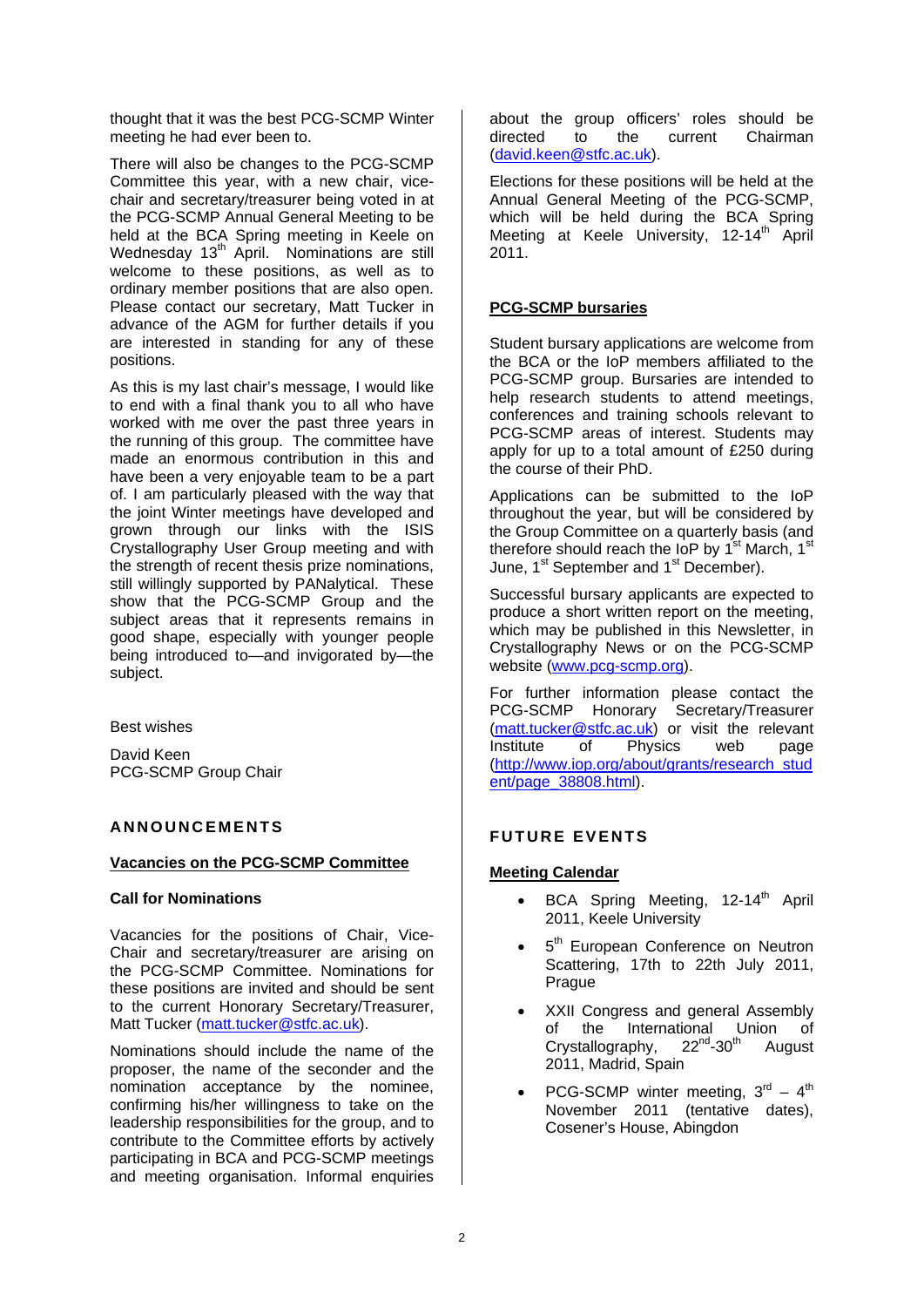thought that it was the best PCG-SCMP Winter meeting he had ever been to.

There will also be changes to the PCG-SCMP Committee this year, with a new chair, vice-chair and secretary/treasurer being voted in at the PCG-SCMP Annual General Meeting to be held at the BCA Spring meeting in Keele on Wednesday 13th April. Nominations are still welcome to these positions, as well as to ordinary member positions that are also open. Please contact our secretary, Matt Tucker in advance of the AGM for further details if you are interested in standing for any of these positions.

As this is my last chair's message, I would like to end with a final thank you to all who have worked with me over the past three years in the running of this group. The committee have made an enormous contribution in this and have been a very enjoyable team to be a part of. I am particularly pleased with the way that the joint Winter meetings have developed and grown through our links with the ISIS Crystallography User Group meeting and with the strength of recent thesis prize nominations, still willingly supported by PANalytical. These show that the PCG-SCMP Group and the subject areas that it represents remains in good shape, especially with younger people being introduced to—and invigorated by—the subject.

Best wishes

David Keen
PCG-SCMP Group Chair

## ANNOUNCEMENTS

### Vacancies on the PCG-SCMP Committee

**Call for Nominations**

Vacancies for the positions of Chair, Vice-Chair and secretary/treasurer are arising on the PCG-SCMP Committee. Nominations for these positions are invited and should be sent to the current Honorary Secretary/Treasurer, Matt Tucker (matt.tucker@stfc.ac.uk).

Nominations should include the name of the proposer, the name of the seconder and the nomination acceptance by the nominee, confirming his/her willingness to take on the leadership responsibilities for the group, and to contribute to the Committee efforts by actively participating in BCA and PCG-SCMP meetings and meeting organisation. Informal enquiries about the group officers' roles should be directed to the current Chairman (david.keen@stfc.ac.uk).

Elections for these positions will be held at the Annual General Meeting of the PCG-SCMP, which will be held during the BCA Spring Meeting at Keele University, 12-14th April 2011.

### PCG-SCMP bursaries

Student bursary applications are welcome from the BCA or the IoP members affiliated to the PCG-SCMP group. Bursaries are intended to help research students to attend meetings, conferences and training schools relevant to PCG-SCMP areas of interest. Students may apply for up to a total amount of £250 during the course of their PhD.

Applications can be submitted to the IoP throughout the year, but will be considered by the Group Committee on a quarterly basis (and therefore should reach the IoP by 1st March, 1st June, 1st September and 1st December).

Successful bursary applicants are expected to produce a short written report on the meeting, which may be published in this Newsletter, in Crystallography News or on the PCG-SCMP website (www.pcg-scmp.org).

For further information please contact the PCG-SCMP Honorary Secretary/Treasurer (matt.tucker@stfc.ac.uk) or visit the relevant Institute of Physics web page (http://www.iop.org/about/grants/research_student/page_38808.html).

## FUTURE EVENTS

### Meeting Calendar

- BCA Spring Meeting, 12-14th April 2011, Keele University
- 5th European Conference on Neutron Scattering, 17th to 22th July 2011, Prague
- XXII Congress and general Assembly of the International Union of Crystallography, 22nd-30th August 2011, Madrid, Spain
- PCG-SCMP winter meeting, 3rd – 4th November 2011 (tentative dates), Cosener's House, Abingdon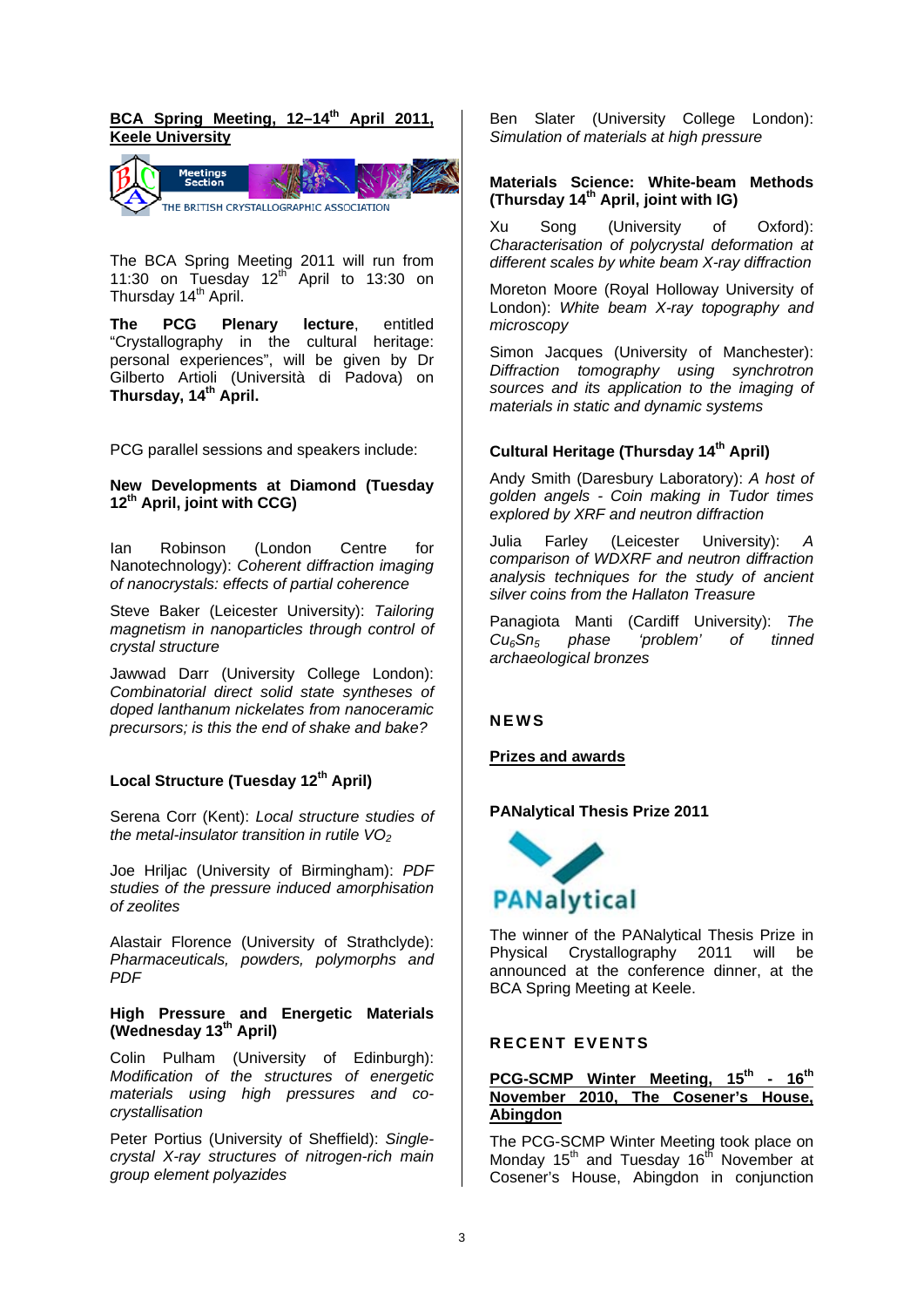## BCA Spring Meeting, 12–14th April 2011, Keele University

The BCA Spring Meeting 2011 will run from 11:30 on Tuesday 12th April to 13:30 on Thursday 14th April.

**The PCG Plenary lecture**, entitled "Crystallography in the cultural heritage: personal experiences", will be given by Dr Gilberto Artioli (Università di Padova) on **Thursday, 14th April.**

PCG parallel sessions and speakers include:

### New Developments at Diamond (Tuesday 12th April, joint with CCG)

Ian Robinson (London Centre for Nanotechnology): *Coherent diffraction imaging of nanocrystals: effects of partial coherence*

Steve Baker (Leicester University): *Tailoring magnetism in nanoparticles through control of crystal structure*

Jawwad Darr (University College London): *Combinatorial direct solid state syntheses of doped lanthanum nickelates from nanoceramic precursors; is this the end of shake and bake?*

### Local Structure (Tuesday 12th April)

Serena Corr (Kent): *Local structure studies of the metal-insulator transition in rutile* $VO_2$

Joe Hriljac (University of Birmingham): *PDF studies of the pressure induced amorphisation of zeolites*

Alastair Florence (University of Strathclyde): *Pharmaceuticals, powders, polymorphs and PDF*

### High Pressure and Energetic Materials (Wednesday 13th April)

Colin Pulham (University of Edinburgh): *Modification of the structures of energetic materials using high pressures and co-crystallisation*

Peter Portius (University of Sheffield): *Single-crystal X-ray structures of nitrogen-rich main group element polyazides*

Ben Slater (University College London): *Simulation of materials at high pressure*

### Materials Science: White-beam Methods (Thursday 14th April, joint with IG)

Xu Song (University of Oxford): *Characterisation of polycrystal deformation at different scales by white beam X-ray diffraction*

Moreton Moore (Royal Holloway University of London): *White beam X-ray topography and microscopy*

Simon Jacques (University of Manchester): *Diffraction tomography using synchrotron sources and its application to the imaging of materials in static and dynamic systems*

### Cultural Heritage (Thursday 14th April)

Andy Smith (Daresbury Laboratory): *A host of golden angels - Coin making in Tudor times explored by XRF and neutron diffraction*

Julia Farley (Leicester University): *A comparison of WDXRF and neutron diffraction analysis techniques for the study of ancient silver coins from the Hallaton Treasure*

Panagiota Manti (Cardiff University): *The* $Cu_6Sn_5$ *phase 'problem' of tinned archaeological bronzes*

## NEWS

### Prizes and awards

#### PANalytical Thesis Prize 2011

The winner of the PANalytical Thesis Prize in Physical Crystallography 2011 will be announced at the conference dinner, at the BCA Spring Meeting at Keele.

## RECENT EVENTS

### PCG-SCMP Winter Meeting, 15th - 16th November 2010, The Cosener's House, Abingdon

The PCG-SCMP Winter Meeting took place on Monday 15th and Tuesday 16th November at Cosener's House, Abingdon in conjunction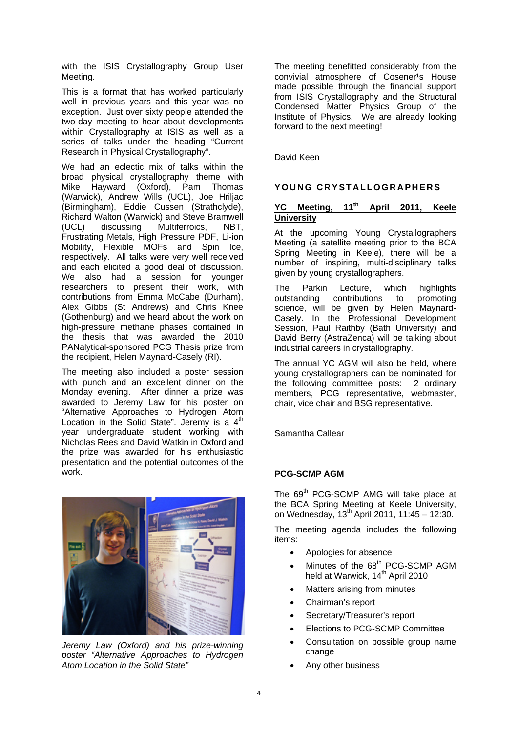with the ISIS Crystallography Group User Meeting.

This is a format that has worked particularly well in previous years and this year was no exception. Just over sixty people attended the two-day meeting to hear about developments within Crystallography at ISIS as well as a series of talks under the heading "Current Research in Physical Crystallography".

We had an eclectic mix of talks within the broad physical crystallography theme with Mike Hayward (Oxford), Pam Thomas (Warwick), Andrew Wills (UCL), Joe Hriljac (Birmingham), Eddie Cussen (Strathclyde), Richard Walton (Warwick) and Steve Bramwell (UCL) discussing Multiferroics, NBT, Frustrating Metals, High Pressure PDF, Li-ion Mobility, Flexible MOFs and Spin Ice, respectively. All talks were very well received and each elicited a good deal of discussion. We also had a session for younger researchers to present their work, with contributions from Emma McCabe (Durham), Alex Gibbs (St Andrews) and Chris Knee (Gothenburg) and we heard about the work on high-pressure methane phases contained in the thesis that was awarded the 2010 PANalytical-sponsored PCG Thesis prize from the recipient, Helen Maynard-Casely (RI).

The meeting also included a poster session with punch and an excellent dinner on the Monday evening. After dinner a prize was awarded to Jeremy Law for his poster on "Alternative Approaches to Hydrogen Atom Location in the Solid State". Jeremy is a 4th year undergraduate student working with Nicholas Rees and David Watkin in Oxford and the prize was awarded for his enthusiastic presentation and the potential outcomes of the work.

*Jeremy Law (Oxford) and his prize-winning poster "Alternative Approaches to Hydrogen Atom Location in the Solid State"*

The meeting benefitted considerably from the convivial atmosphere of Cosener¹s House made possible through the financial support from ISIS Crystallography and the Structural Condensed Matter Physics Group of the Institute of Physics. We are already looking forward to the next meeting!

David Keen

## YOUNG CRYSTALLOGRAPHERS

### YC Meeting, 11th April 2011, Keele University

At the upcoming Young Crystallographers Meeting (a satellite meeting prior to the BCA Spring Meeting in Keele), there will be a number of inspiring, multi-disciplinary talks given by young crystallographers.

The Parkin Lecture, which highlights outstanding contributions to promoting science, will be given by Helen Maynard-Casely. In the Professional Development Session, Paul Raithby (Bath University) and David Berry (AstraZenca) will be talking about industrial careers in crystallography.

The annual YC AGM will also be held, where young crystallographers can be nominated for the following committee posts: 2 ordinary members, PCG representative, webmaster, chair, vice chair and BSG representative.

Samantha Callear

## PCG-SCMP AGM

The 69th PCG-SCMP AMG will take place at the BCA Spring Meeting at Keele University, on Wednesday, 13th April 2011, 11:45 – 12:30.

The meeting agenda includes the following items:

- Apologies for absence
- Minutes of the 68th PCG-SCMP AGM held at Warwick, 14th April 2010
- Matters arising from minutes
- Chairman's report
- Secretary/Treasurer's report
- Elections to PCG-SCMP Committee
- Consultation on possible group name change
- Any other business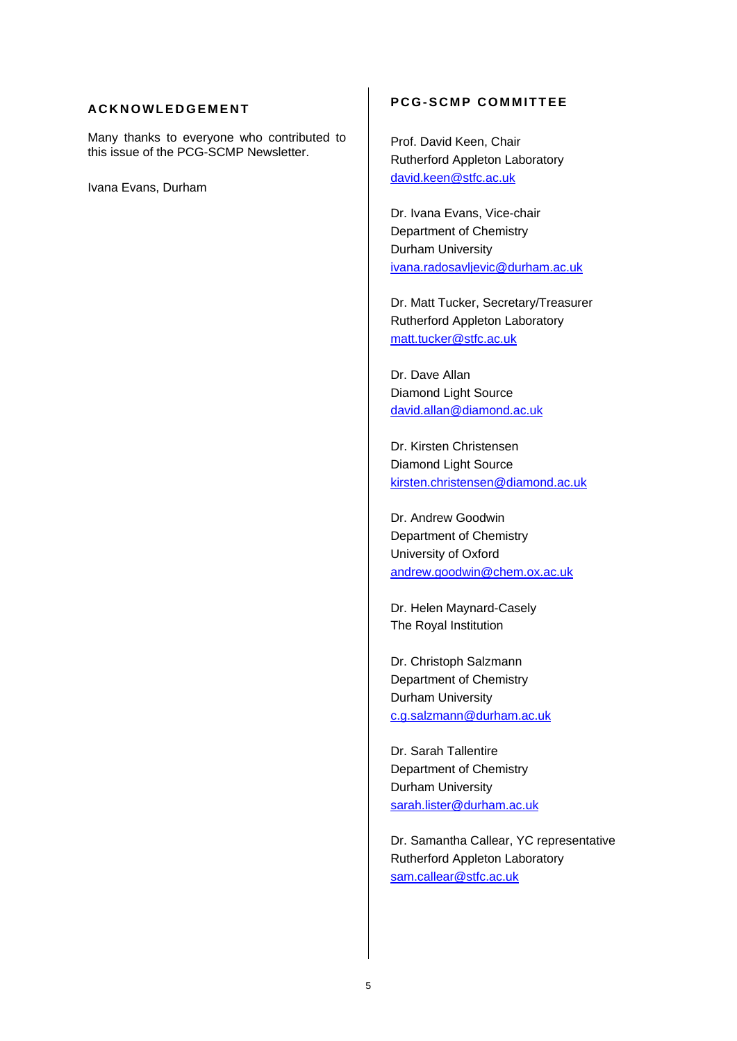## ACKNOWLEDGEMENT

Many thanks to everyone who contributed to this issue of the PCG-SCMP Newsletter.

Ivana Evans, Durham

## PCG-SCMP COMMITTEE

Prof. David Keen, Chair
Rutherford Appleton Laboratory
david.keen@stfc.ac.uk

Dr. Ivana Evans, Vice-chair
Department of Chemistry
Durham University
ivana.radosavljevic@durham.ac.uk

Dr. Matt Tucker, Secretary/Treasurer
Rutherford Appleton Laboratory
matt.tucker@stfc.ac.uk

Dr. Dave Allan
Diamond Light Source
david.allan@diamond.ac.uk

Dr. Kirsten Christensen
Diamond Light Source
kirsten.christensen@diamond.ac.uk

Dr. Andrew Goodwin
Department of Chemistry
University of Oxford
andrew.goodwin@chem.ox.ac.uk

Dr. Helen Maynard-Casely
The Royal Institution

Dr. Christoph Salzmann
Department of Chemistry
Durham University
c.g.salzmann@durham.ac.uk

Dr. Sarah Tallentire
Department of Chemistry
Durham University
sarah.lister@durham.ac.uk

Dr. Samantha Callear, YC representative
Rutherford Appleton Laboratory
sam.callear@stfc.ac.uk